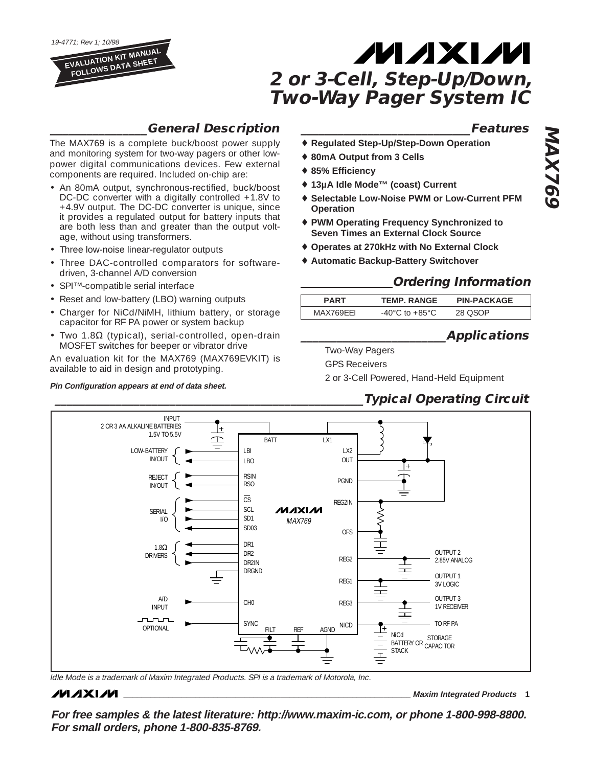19-4771; Rev 1; 10/98

EVALUATION KIT MANUAL FOLLOWS DATA SHEET

# 2 or 3-Cell, Step-Up/Down, Two-Way Pager System IC

## General Description

The MAX769 is a complete buck/boost power supply and monitoring system for two-way pagers or other low-power digital communications devices. Few external components are required. Included on-chip are:

- An 80mA output, synchronous-rectified, buck/boost DC-DC converter with a digitally controlled +1.8V to +4.9V output. The DC-DC converter is unique, since it provides a regulated output for battery inputs that are both less than and greater than the output voltage, without using transformers.
- Three low-noise linear-regulator outputs
- Three DAC-controlled comparators for software-driven, 3-channel A/D conversion
- SPI™-compatible serial interface
- Reset and low-battery (LBO) warning outputs
- Charger for NiCd/NiMH, lithium battery, or storage capacitor for RF PA power or system backup
- Two 1.8Ω (typical), serial-controlled, open-drain MOSFET switches for beeper or vibrator drive

An evaluation kit for the MAX769 (MAX769EVKIT) is available to aid in design and prototyping.

**Pin Configuration appears at end of data sheet.**

## Features

- ♦ **Regulated Step-Up/Step-Down Operation**
- ♦ **80mA Output from 3 Cells**
- ♦ **85% Efficiency**
- ♦ **13µA Idle Mode™ (coast) Current**
- ♦ **Selectable Low-Noise PWM or Low-Current PFM Operation**
- ♦ **PWM Operating Frequency Synchronized to Seven Times an External Clock Source**
- ♦ **Operates at 270kHz with No External Clock**
- ♦ **Automatic Backup-Battery Switchover**

## Ordering Information

| PART | TEMP. RANGE | PIN-PACKAGE |
|---|---|---|
| MAX769EEI | -40°C to +85°C | 28 QSOP |

## Applications

Two-Way Pagers

GPS Receivers

2 or 3-Cell Powered, Hand-Held Equipment

## Typical Operating Circuit

INPUT 2 OR 3 AA ALKALINE BATTERIES 1.5V TO 5.5V

LOW-BATTERY IN/OUT: LBI, LBO
REJECT IN/OUT: RSIN, RSO
SERIAL I/O: CS, SCL, SD1, SD03
1.8Ω DRIVERS: DR1, DR2, DR2IN, DRGND
A/D INPUT: CH0
OPTIONAL: SYNC

MAX769 pins: BATT, LX1, LX2, OUT, PGND, REG2IN, OFS, REG2, REG1, REG3, NICD, FILT, REF, AGND

OUTPUT 2 2.85V ANALOG (REG2)
OUTPUT 1 3V LOGIC (REG1)
OUTPUT 3 1V RECEIVER (REG3)
TO RF PA (NICD) — NiCd BATTERY OR STACK / STORAGE CAPACITOR

*Idle Mode is a trademark of Maxim Integrated Products. SPI is a trademark of Motorola, Inc.*

**For free samples & the latest literature: http://www.maxim-ic.com, or phone 1-800-998-8800. For small orders, phone 1-800-835-8769.**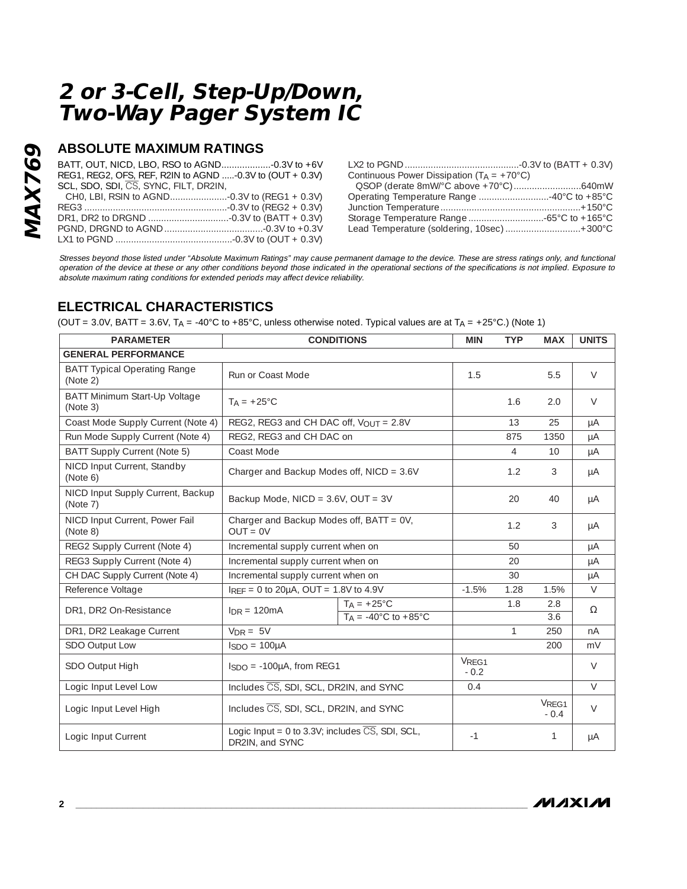# 2 or 3-Cell, Step-Up/Down, Two-Way Pager System IC

## ABSOLUTE MAXIMUM RATINGS

BATT, OUT, NICD, LBO, RSO to AGND...................-0.3V to +6V
REG1, REG2, OFS, REF, R2IN to AGND .....-0.3V to (OUT + 0.3V)
SCL, SDO, SDI, $\overline{CS}$, SYNC, FILT, DR2IN,
CH0, LBI, RSIN to AGND......................-0.3V to (REG1 + 0.3V)
REG3 .......................................................-0.3V to (REG2 + 0.3V)
DR1, DR2 to DRGND ...............................-0.3V to (BATT + 0.3V)
PGND, DRGND to AGND......................................-0.3V to +0.3V
LX1 to PGND .............................................-0.3V to (OUT + 0.3V)
LX2 to PGND............................................-0.3V to (BATT + 0.3V)
Continuous Power Dissipation ($T_A$ = +70°C)
QSOP (derate 8mW/°C above +70°C)..........................640mW
Operating Temperature Range ...........................-40°C to +85°C
Junction Temperature......................................................+150°C
Storage Temperature Range .............................-65°C to +165°C
Lead Temperature (soldering, 10sec) .............................+300°C

*Stresses beyond those listed under "Absolute Maximum Ratings" may cause permanent damage to the device. These are stress ratings only, and functional operation of the device at these or any other conditions beyond those indicated in the operational sections of the specifications is not implied. Exposure to absolute maximum rating conditions for extended periods may affect device reliability.*

## ELECTRICAL CHARACTERISTICS

(OUT = 3.0V, BATT = 3.6V, $T_A$ = -40°C to +85°C, unless otherwise noted. Typical values are at $T_A$ = +25°C.) (Note 1)

| PARAMETER | CONDITIONS | | MIN | TYP | MAX | UNITS |
|---|---|---|---|---|---|---|
| **GENERAL PERFORMANCE** | | | | | | |
| BATT Typical Operating Range (Note 2) | Run or Coast Mode | | 1.5 | | 5.5 | V |
| BATT Minimum Start-Up Voltage (Note 3) | $T_A$ = +25°C | | | 1.6 | 2.0 | V |
| Coast Mode Supply Current (Note 4) | REG2, REG3 and CH DAC off, $V_{OUT}$ = 2.8V | | | 13 | 25 | µA |
| Run Mode Supply Current (Note 4) | REG2, REG3 and CH DAC on | | | 875 | 1350 | µA |
| BATT Supply Current (Note 5) | Coast Mode | | | 4 | 10 | µA |
| NICD Input Current, Standby (Note 6) | Charger and Backup Modes off, NICD = 3.6V | | | 1.2 | 3 | µA |
| NICD Input Supply Current, Backup (Note 7) | Backup Mode, NICD = 3.6V, OUT = 3V | | | 20 | 40 | µA |
| NICD Input Current, Power Fail (Note 8) | Charger and Backup Modes off, BATT = 0V, OUT = 0V | | | 1.2 | 3 | µA |
| REG2 Supply Current (Note 4) | Incremental supply current when on | | | 50 | | µA |
| REG3 Supply Current (Note 4) | Incremental supply current when on | | | 20 | | µA |
| CH DAC Supply Current (Note 4) | Incremental supply current when on | | | 30 | | µA |
| Reference Voltage | $I_{REF}$ = 0 to 20µA, OUT = 1.8V to 4.9V | | -1.5% | 1.28 | 1.5% | V |
| DR1, DR2 On-Resistance | $I_{DR}$ = 120mA | $T_A$ = +25°C | | 1.8 | 2.8 | Ω |
| | | $T_A$ = -40°C to +85°C | | | 3.6 | |
| DR1, DR2 Leakage Current | $V_{DR}$ = 5V | | | 1 | 250 | nA |
| SDO Output Low | $I_{SDO}$ = 100µA | | | | 200 | mV |
| SDO Output High | $I_{SDO}$ = -100µA, from REG1 | | $V_{REG1}$ - 0.2 | | | V |
| Logic Input Level Low | Includes $\overline{CS}$, SDI, SCL, DR2IN, and SYNC | | 0.4 | | | V |
| Logic Input Level High | Includes $\overline{CS}$, SDI, SCL, DR2IN, and SYNC | | | | $V_{REG1}$ - 0.4 | V |
| Logic Input Current | Logic Input = 0 to 3.3V; includes $\overline{CS}$, SDI, SCL, DR2IN, and SYNC | | -1 | | 1 | µA |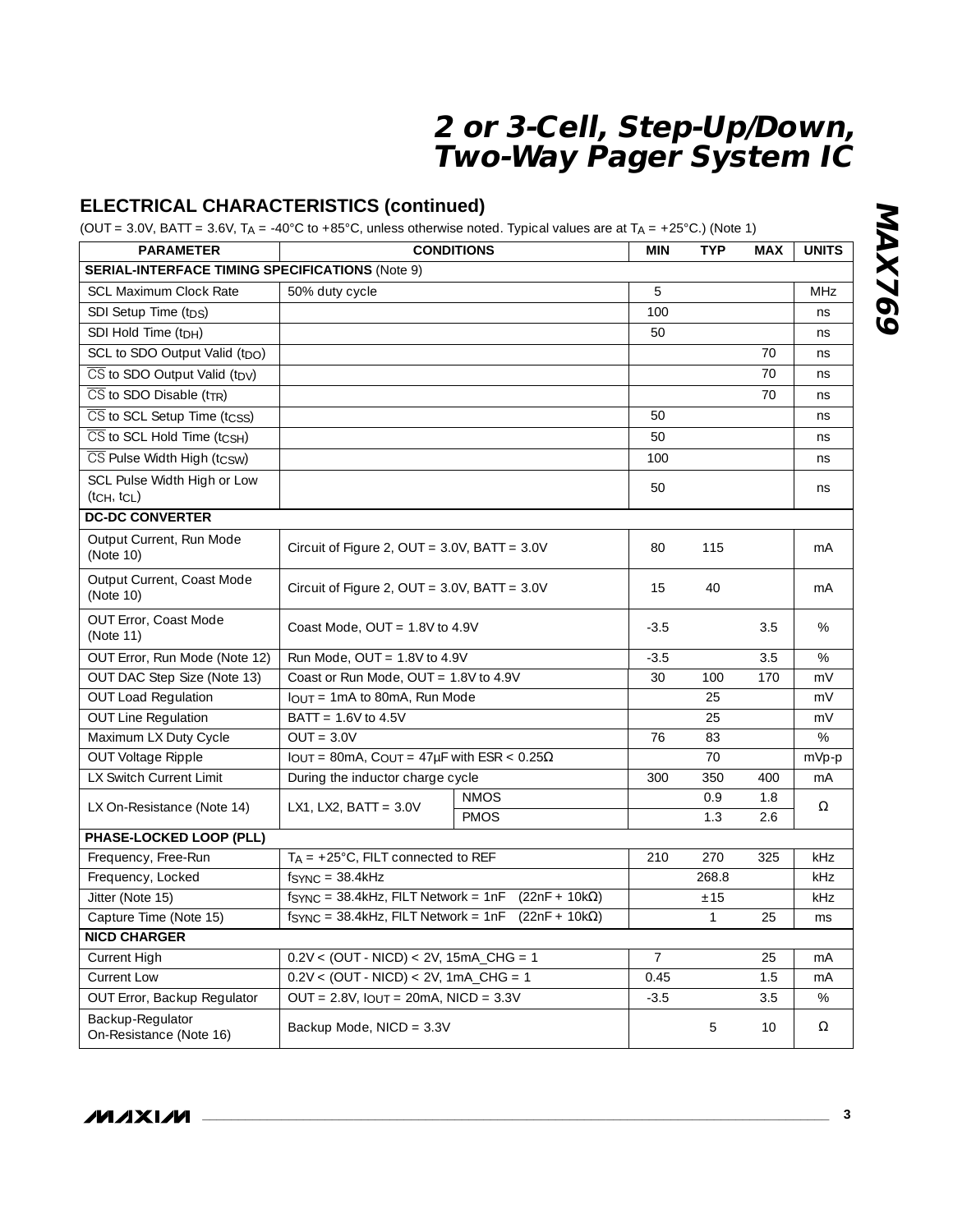## ELECTRICAL CHARACTERISTICS (continued)

(OUT = 3.0V, BATT = 3.6V, $T_A$ = -40°C to +85°C, unless otherwise noted. Typical values are at $T_A$ = +25°C.) (Note 1)

| PARAMETER | CONDITIONS | | MIN | TYP | MAX | UNITS |
|---|---|---|---|---|---|---|
| **SERIAL-INTERFACE TIMING SPECIFICATIONS** (Note 9) | | | | | | |
| SCL Maximum Clock Rate | 50% duty cycle | | 5 | | | MHz |
| SDI Setup Time ($t_{DS}$) | | | 100 | | | ns |
| SDI Hold Time ($t_{DH}$) | | | 50 | | | ns |
| SCL to SDO Output Valid ($t_{DO}$) | | | | | 70 | ns |
| $\overline{CS}$ to SDO Output Valid ($t_{DV}$) | | | | | 70 | ns |
| $\overline{CS}$ to SDO Disable ($t_{TR}$) | | | | | 70 | ns |
| $\overline{CS}$ to SCL Setup Time ($t_{CSS}$) | | | 50 | | | ns |
| $\overline{CS}$ to SCL Hold Time ($t_{CSH}$) | | | 50 | | | ns |
| $\overline{CS}$ Pulse Width High ($t_{CSW}$) | | | 100 | | | ns |
| SCL Pulse Width High or Low ($t_{CH}$, $t_{CL}$) | | | 50 | | | ns |
| **DC-DC CONVERTER** | | | | | | |
| Output Current, Run Mode (Note 10) | Circuit of Figure 2, OUT = 3.0V, BATT = 3.0V | | 80 | 115 | | mA |
| Output Current, Coast Mode (Note 10) | Circuit of Figure 2, OUT = 3.0V, BATT = 3.0V | | 15 | 40 | | mA |
| OUT Error, Coast Mode (Note 11) | Coast Mode, OUT = 1.8V to 4.9V | | -3.5 | | 3.5 | % |
| OUT Error, Run Mode (Note 12) | Run Mode, OUT = 1.8V to 4.9V | | -3.5 | | 3.5 | % |
| OUT DAC Step Size (Note 13) | Coast or Run Mode, OUT = 1.8V to 4.9V | | 30 | 100 | 170 | mV |
| OUT Load Regulation | $I_{OUT}$ = 1mA to 80mA, Run Mode | | | 25 | | mV |
| OUT Line Regulation | BATT = 1.6V to 4.5V | | | 25 | | mV |
| Maximum LX Duty Cycle | OUT = 3.0V | | 76 | 83 | | % |
| OUT Voltage Ripple | $I_{OUT}$ = 80mA, $C_{OUT}$ = 47µF with ESR < 0.25Ω | | | 70 | | mVp-p |
| LX Switch Current Limit | During the inductor charge cycle | | 300 | 350 | 400 | mA |
| LX On-Resistance (Note 14) | LX1, LX2, BATT = 3.0V | NMOS | | 0.9 | 1.8 | Ω |
| | | PMOS | | 1.3 | 2.6 | |
| **PHASE-LOCKED LOOP (PLL)** | | | | | | |
| Frequency, Free-Run | $T_A$ = +25°C, FILT connected to REF | | 210 | 270 | 325 | kHz |
| Frequency, Locked | $f_{SYNC}$ = 38.4kHz | | | 268.8 | | kHz |
| Jitter (Note 15) | $f_{SYNC}$ = 38.4kHz, FILT Network = 1nF (22nF + 10kΩ) | | | ±15 | | kHz |
| Capture Time (Note 15) | $f_{SYNC}$ = 38.4kHz, FILT Network = 1nF (22nF + 10kΩ) | | | 1 | 25 | ms |
| **NICD CHARGER** | | | | | | |
| Current High | 0.2V < (OUT - NICD) < 2V, 15mA_CHG = 1 | | 7 | | 25 | mA |
| Current Low | 0.2V < (OUT - NICD) < 2V, 1mA_CHG = 1 | | 0.45 | | 1.5 | mA |
| OUT Error, Backup Regulator | OUT = 2.8V, $I_{OUT}$ = 20mA, NICD = 3.3V | | -3.5 | | 3.5 | % |
| Backup-Regulator On-Resistance (Note 16) | Backup Mode, NICD = 3.3V | | | 5 | 10 | Ω |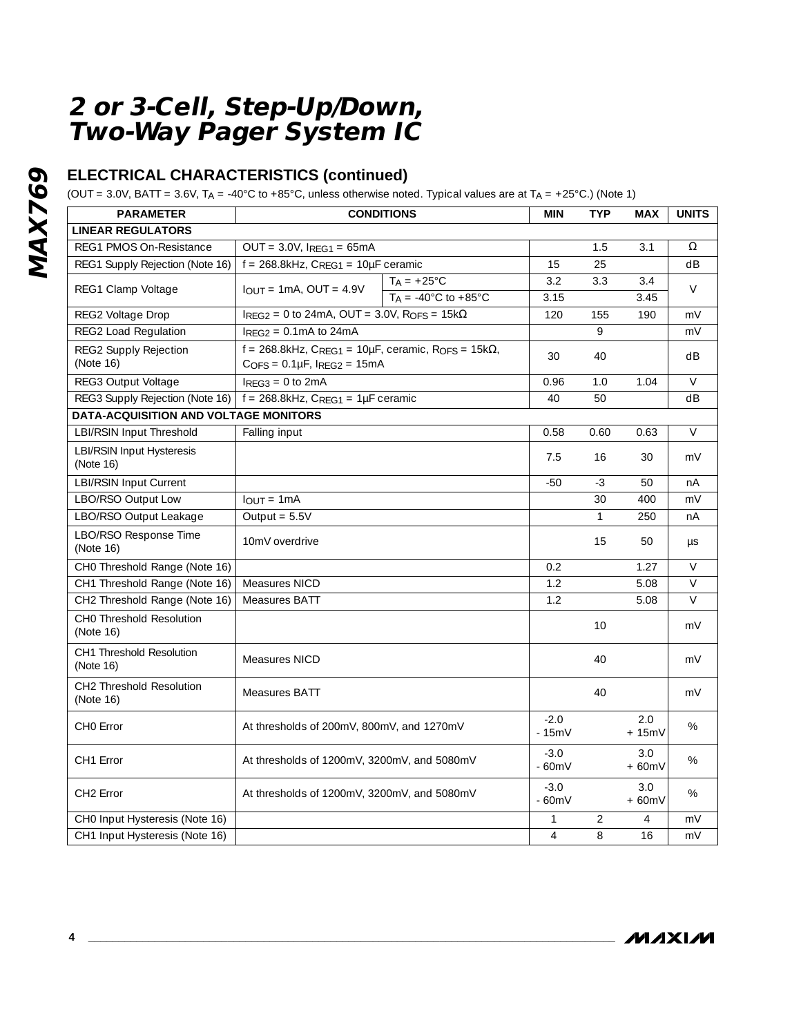## ELECTRICAL CHARACTERISTICS (continued)

(OUT = 3.0V, BATT = 3.6V, $T_A$ = -40°C to +85°C, unless otherwise noted. Typical values are at $T_A$ = +25°C.) (Note 1)

| PARAMETER | CONDITIONS | | MIN | TYP | MAX | UNITS |
|---|---|---|---|---|---|---|
| **LINEAR REGULATORS** | | | | | | |
| REG1 PMOS On-Resistance | OUT = 3.0V, $I_{REG1}$ = 65mA | | | 1.5 | 3.1 | Ω |
| REG1 Supply Rejection (Note 16) | f = 268.8kHz, $C_{REG1}$ = 10µF ceramic | | 15 | 25 | | dB |
| REG1 Clamp Voltage | $I_{OUT}$ = 1mA, OUT = 4.9V | $T_A$ = +25°C | 3.2 | 3.3 | 3.4 | V |
| | | $T_A$ = -40°C to +85°C | 3.15 | | 3.45 | |
| REG2 Voltage Drop | $I_{REG2}$ = 0 to 24mA, OUT = 3.0V, $R_{OFS}$ = 15kΩ | | 120 | 155 | 190 | mV |
| REG2 Load Regulation | $I_{REG2}$ = 0.1mA to 24mA | | | 9 | | mV |
| REG2 Supply Rejection (Note 16) | f = 268.8kHz, $C_{REG1}$ = 10µF, ceramic, $R_{OFS}$ = 15kΩ, $C_{OFS}$ = 0.1µF, $I_{REG2}$ = 15mA | | 30 | 40 | | dB |
| REG3 Output Voltage | $I_{REG3}$ = 0 to 2mA | | 0.96 | 1.0 | 1.04 | V |
| REG3 Supply Rejection (Note 16) | f = 268.8kHz, $C_{REG1}$ = 1µF ceramic | | 40 | 50 | | dB |
| **DATA-ACQUISITION AND VOLTAGE MONITORS** | | | | | | |
| LBI/RSIN Input Threshold | Falling input | | 0.58 | 0.60 | 0.63 | V |
| LBI/RSIN Input Hysteresis (Note 16) | | | 7.5 | 16 | 30 | mV |
| LBI/RSIN Input Current | | | -50 | -3 | 50 | nA |
| LBO/RSO Output Low | $I_{OUT}$ = 1mA | | | 30 | 400 | mV |
| LBO/RSO Output Leakage | Output = 5.5V | | | 1 | 250 | nA |
| LBO/RSO Response Time (Note 16) | 10mV overdrive | | | 15 | 50 | µs |
| CH0 Threshold Range (Note 16) | | | 0.2 | | 1.27 | V |
| CH1 Threshold Range (Note 16) | Measures NICD | | 1.2 | | 5.08 | V |
| CH2 Threshold Range (Note 16) | Measures BATT | | 1.2 | | 5.08 | V |
| CH0 Threshold Resolution (Note 16) | | | | 10 | | mV |
| CH1 Threshold Resolution (Note 16) | Measures NICD | | | 40 | | mV |
| CH2 Threshold Resolution (Note 16) | Measures BATT | | | 40 | | mV |
| CH0 Error | At thresholds of 200mV, 800mV, and 1270mV | | -2.0 - 15mV | | 2.0 + 15mV | % |
| CH1 Error | At thresholds of 1200mV, 3200mV, and 5080mV | | -3.0 - 60mV | | 3.0 + 60mV | % |
| CH2 Error | At thresholds of 1200mV, 3200mV, and 5080mV | | -3.0 - 60mV | | 3.0 + 60mV | % |
| CH0 Input Hysteresis (Note 16) | | | 1 | 2 | 4 | mV |
| CH1 Input Hysteresis (Note 16) | | | 4 | 8 | 16 | mV |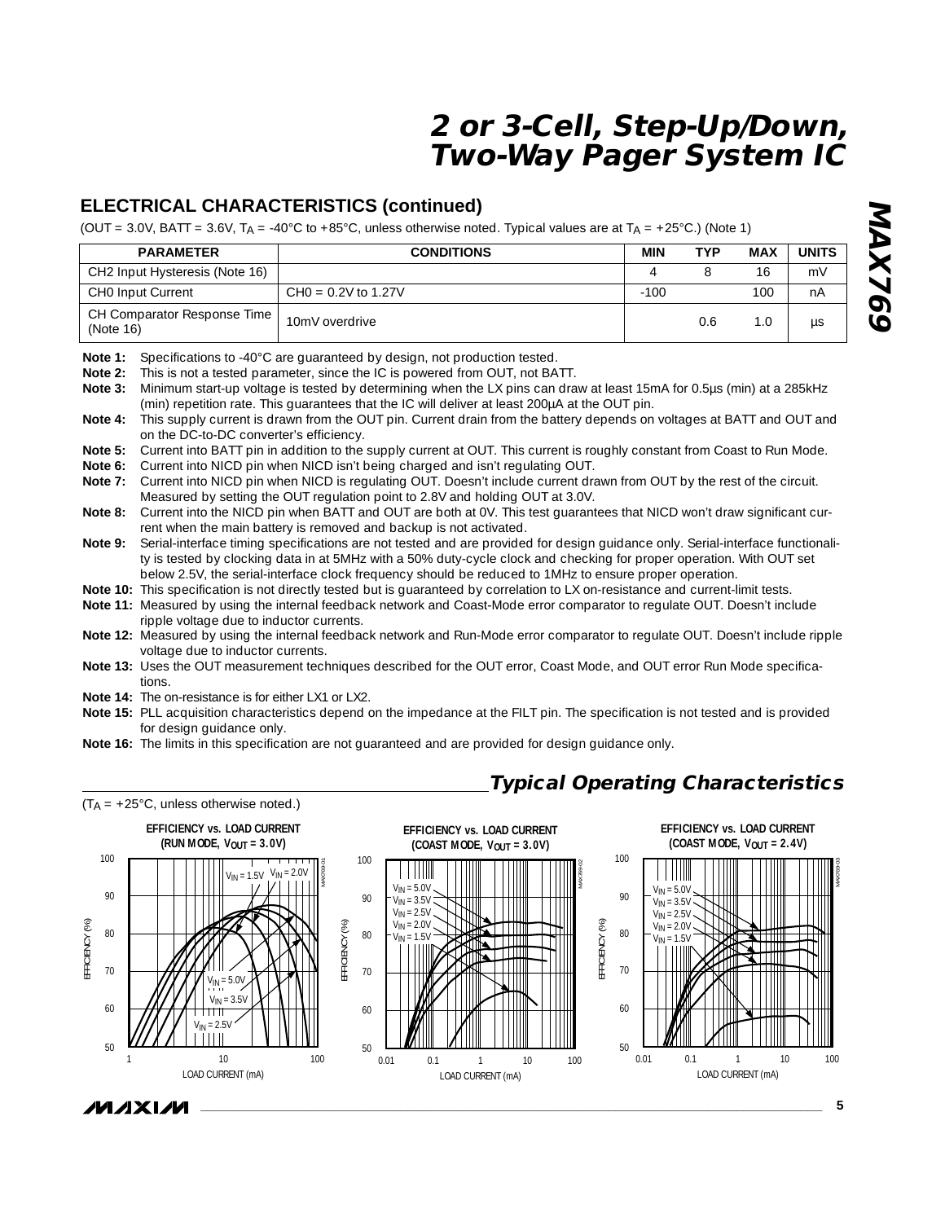## ELECTRICAL CHARACTERISTICS (continued)

(OUT = 3.0V, BATT = 3.6V, $T_A$ = -40°C to +85°C, unless otherwise noted. Typical values are at $T_A$ = +25°C.) (Note 1)

| PARAMETER | CONDITIONS | MIN | TYP | MAX | UNITS |
|---|---|---|---|---|---|
| CH2 Input Hysteresis (Note 16) | | 4 | 8 | 16 | mV |
| CH0 Input Current | CH0 = 0.2V to 1.27V | -100 | | 100 | nA |
| CH Comparator Response Time (Note 16) | 10mV overdrive | | 0.6 | 1.0 | µs |

**Note 1:** Specifications to -40°C are guaranteed by design, not production tested.

**Note 2:** This is not a tested parameter, since the IC is powered from OUT, not BATT.

**Note 3:** Minimum start-up voltage is tested by determining when the LX pins can draw at least 15mA for 0.5µs (min) at a 285kHz (min) repetition rate. This guarantees that the IC will deliver at least 200µA at the OUT pin.

**Note 4:** This supply current is drawn from the OUT pin. Current drain from the battery depends on voltages at BATT and OUT and on the DC-to-DC converter's efficiency.

**Note 5:** Current into BATT pin in addition to the supply current at OUT. This current is roughly constant from Coast to Run Mode.

**Note 6:** Current into NICD pin when NICD isn't being charged and isn't regulating OUT.

**Note 7:** Current into NICD pin when NICD is regulating OUT. Doesn't include current drawn from OUT by the rest of the circuit. Measured by setting the OUT regulation point to 2.8V and holding OUT at 3.0V.

**Note 8:** Current into the NICD pin when BATT and OUT are both at 0V. This test guarantees that NICD won't draw significant current when the main battery is removed and backup is not activated.

**Note 9:** Serial-interface timing specifications are not tested and are provided for design guidance only. Serial-interface functionality is tested by clocking data in at 5MHz with a 50% duty-cycle clock and checking for proper operation. With OUT set below 2.5V, the serial-interface clock frequency should be reduced to 1MHz to ensure proper operation.

**Note 10:** This specification is not directly tested but is guaranteed by correlation to LX on-resistance and current-limit tests.

**Note 11:** Measured by using the internal feedback network and Coast-Mode error comparator to regulate OUT. Doesn't include ripple voltage due to inductor currents.

**Note 12:** Measured by using the internal feedback network and Run-Mode error comparator to regulate OUT. Doesn't include ripple voltage due to inductor currents.

**Note 13:** Uses the OUT measurement techniques described for the OUT error, Coast Mode, and OUT error Run Mode specifications.

**Note 14:** The on-resistance is for either LX1 or LX2.

**Note 15:** PLL acquisition characteristics depend on the impedance at the FILT pin. The specification is not tested and is provided for design guidance only.

**Note 16:** The limits in this specification are not guaranteed and are provided for design guidance only.

## *Typical Operating Characteristics*

($T_A$ = +25°C, unless otherwise noted.)

**EFFICIENCY vs. LOAD CURRENT (RUN MODE, $V_{OUT}$ = 3.0V)**

**EFFICIENCY vs. LOAD CURRENT (COAST MODE, $V_{OUT}$ = 3.0V)**

**EFFICIENCY vs. LOAD CURRENT (COAST MODE, $V_{OUT}$ = 2.4V)**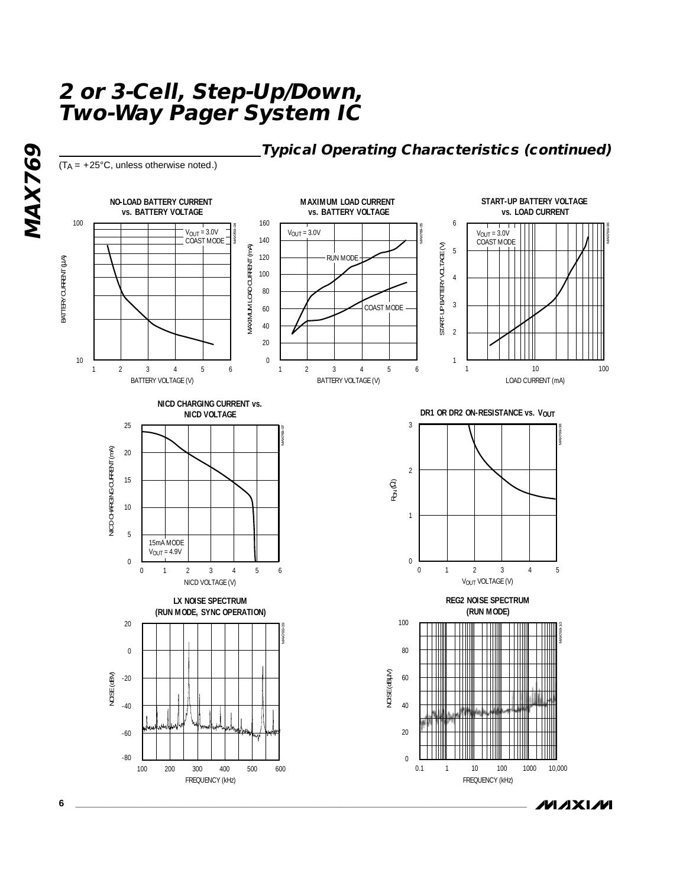## Typical Operating Characteristics (continued)

($T_A$ = +25°C, unless otherwise noted.)

**NO-LOAD BATTERY CURRENT vs. BATTERY VOLTAGE**

$V_{OUT}$ = 3.0V
COAST MODE

BATTERY CURRENT (µA)

BATTERY VOLTAGE (V)

**MAXIMUM LOAD CURRENT vs. BATTERY VOLTAGE**

$V_{OUT}$ = 3.0V

RUN MODE

COAST MODE

MAXIMUM LOAD CURRENT (mA)

BATTERY VOLTAGE (V)

**START-UP BATTERY VOLTAGE vs. LOAD CURRENT**

$V_{OUT}$ = 3.0V
COAST MODE

START-UP BATTERY VOLTAGE (V)

LOAD CURRENT (mA)

**NICD CHARGING CURRENT vs. NICD VOLTAGE**

15mA MODE
$V_{OUT}$ = 4.9V

NICD CHARGING CURRENT (mA)

NICD VOLTAGE (V)

**DR1 OR DR2 ON-RESISTANCE vs. $V_{OUT}$**

$R_{ON}$ (Ω)

$V_{OUT}$ VOLTAGE (V)

**LX NOISE SPECTRUM (RUN MODE, SYNC OPERATION)**

NOISE (dBV)

FREQUENCY (kHz)

**REG2 NOISE SPECTRUM (RUN MODE)**

NOISE (dBµV)

FREQUENCY (kHz)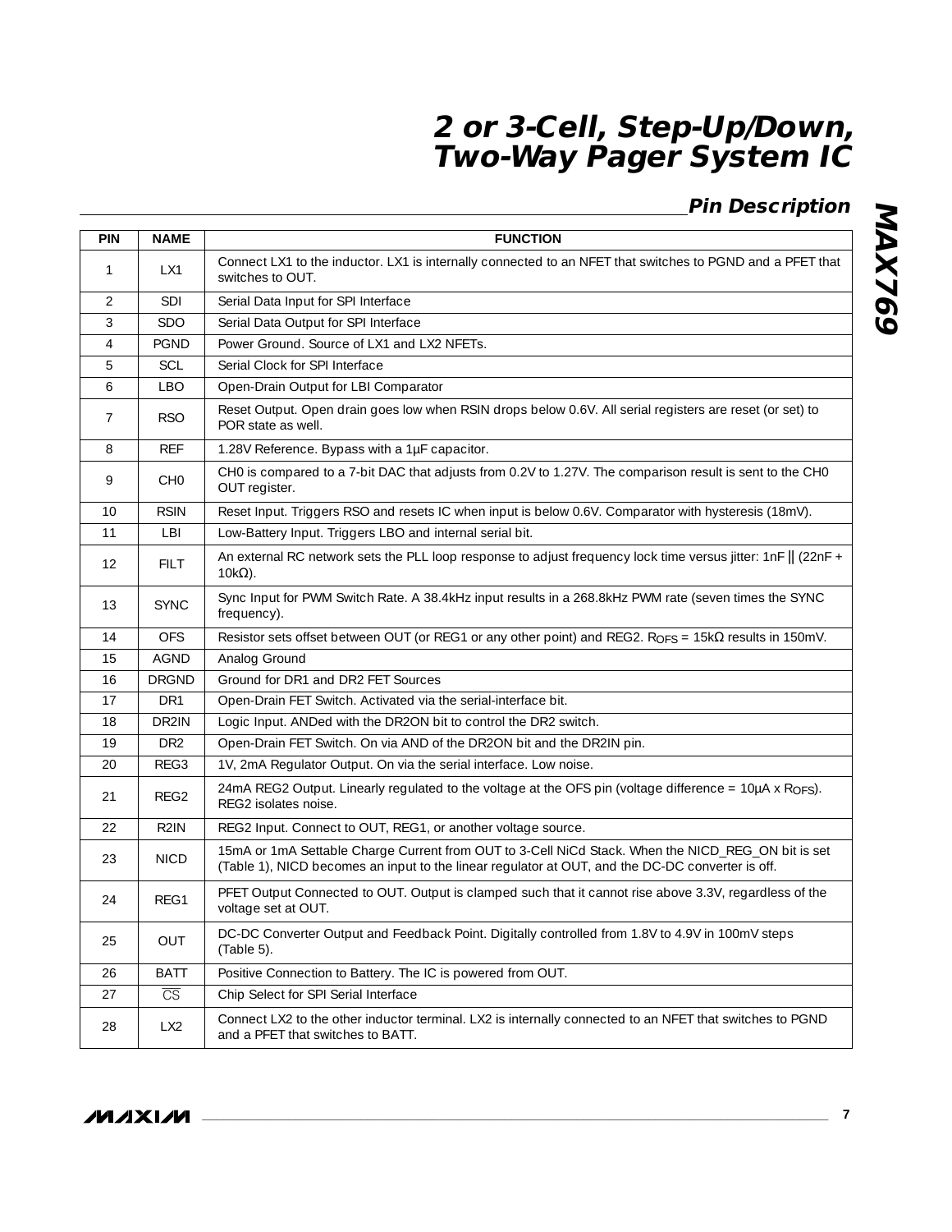## Pin Description

| PIN | NAME | FUNCTION |
|---|---|---|
| 1 | LX1 | Connect LX1 to the inductor. LX1 is internally connected to an NFET that switches to PGND and a PFET that switches to OUT. |
| 2 | SDI | Serial Data Input for SPI Interface |
| 3 | SDO | Serial Data Output for SPI Interface |
| 4 | PGND | Power Ground. Source of LX1 and LX2 NFETs. |
| 5 | SCL | Serial Clock for SPI Interface |
| 6 | LBO | Open-Drain Output for LBI Comparator |
| 7 | RSO | Reset Output. Open drain goes low when RSIN drops below 0.6V. All serial registers are reset (or set) to POR state as well. |
| 8 | REF | 1.28V Reference. Bypass with a 1µF capacitor. |
| 9 | CH0 | CH0 is compared to a 7-bit DAC that adjusts from 0.2V to 1.27V. The comparison result is sent to the CH0 OUT register. |
| 10 | RSIN | Reset Input. Triggers RSO and resets IC when input is below 0.6V. Comparator with hysteresis (18mV). |
| 11 | LBI | Low-Battery Input. Triggers LBO and internal serial bit. |
| 12 | FILT | An external RC network sets the PLL loop response to adjust frequency lock time versus jitter: 1nF ‖ (22nF + 10kΩ). |
| 13 | SYNC | Sync Input for PWM Switch Rate. A 38.4kHz input results in a 268.8kHz PWM rate (seven times the SYNC frequency). |
| 14 | OFS | Resistor sets offset between OUT (or REG1 or any other point) and REG2. $R_{OFS}$ = 15kΩ results in 150mV. |
| 15 | AGND | Analog Ground |
| 16 | DRGND | Ground for DR1 and DR2 FET Sources |
| 17 | DR1 | Open-Drain FET Switch. Activated via the serial-interface bit. |
| 18 | DR2IN | Logic Input. ANDed with the DR2ON bit to control the DR2 switch. |
| 19 | DR2 | Open-Drain FET Switch. On via AND of the DR2ON bit and the DR2IN pin. |
| 20 | REG3 | 1V, 2mA Regulator Output. On via the serial interface. Low noise. |
| 21 | REG2 | 24mA REG2 Output. Linearly regulated to the voltage at the OFS pin (voltage difference = 10µA x $R_{OFS}$). REG2 isolates noise. |
| 22 | R2IN | REG2 Input. Connect to OUT, REG1, or another voltage source. |
| 23 | NICD | 15mA or 1mA Settable Charge Current from OUT to 3-Cell NiCd Stack. When the NICD_REG_ON bit is set (Table 1), NICD becomes an input to the linear regulator at OUT, and the DC-DC converter is off. |
| 24 | REG1 | PFET Output Connected to OUT. Output is clamped such that it cannot rise above 3.3V, regardless of the voltage set at OUT. |
| 25 | OUT | DC-DC Converter Output and Feedback Point. Digitally controlled from 1.8V to 4.9V in 100mV steps (Table 5). |
| 26 | BATT | Positive Connection to Battery. The IC is powered from OUT. |
| 27 | $\overline{CS}$ | Chip Select for SPI Serial Interface |
| 28 | LX2 | Connect LX2 to the other inductor terminal. LX2 is internally connected to an NFET that switches to PGND and a PFET that switches to BATT. |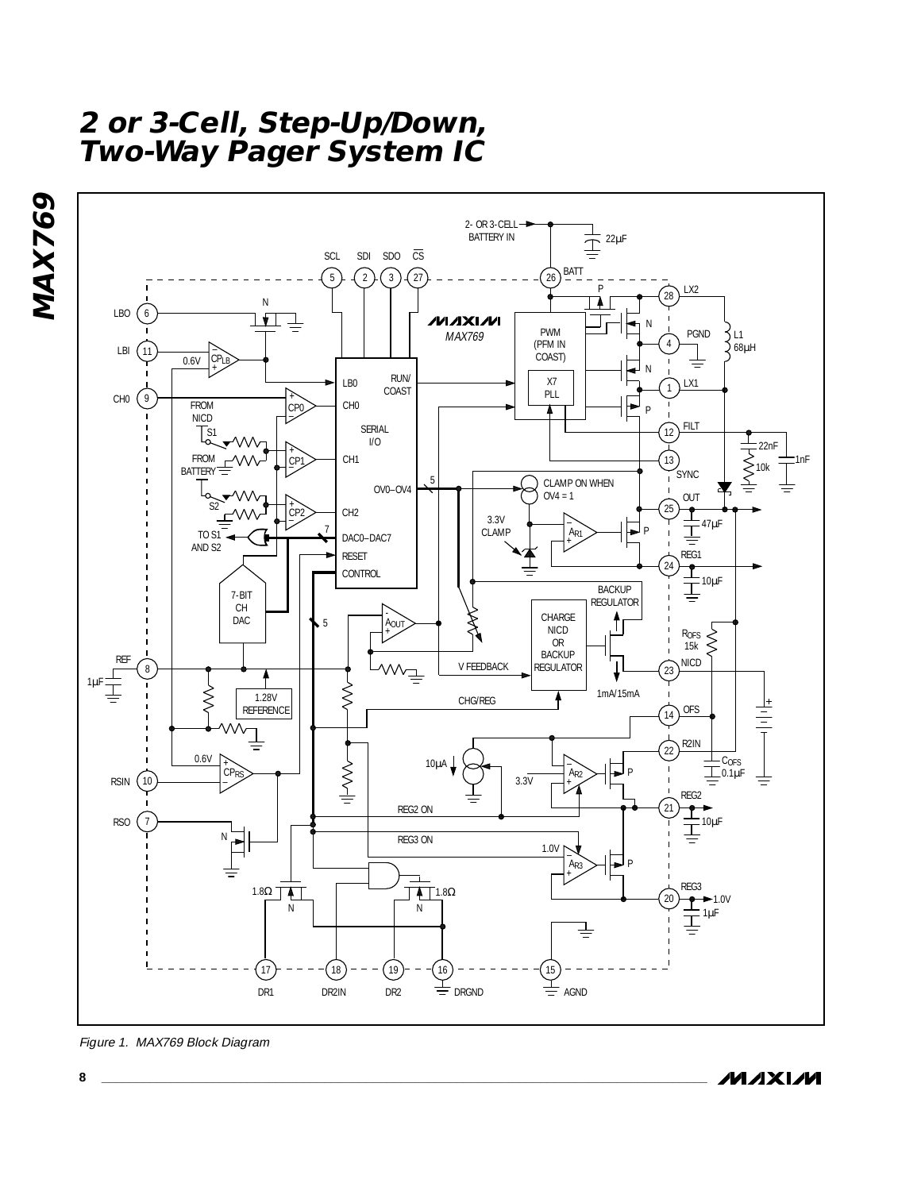Figure 1. MAX769 Block Diagram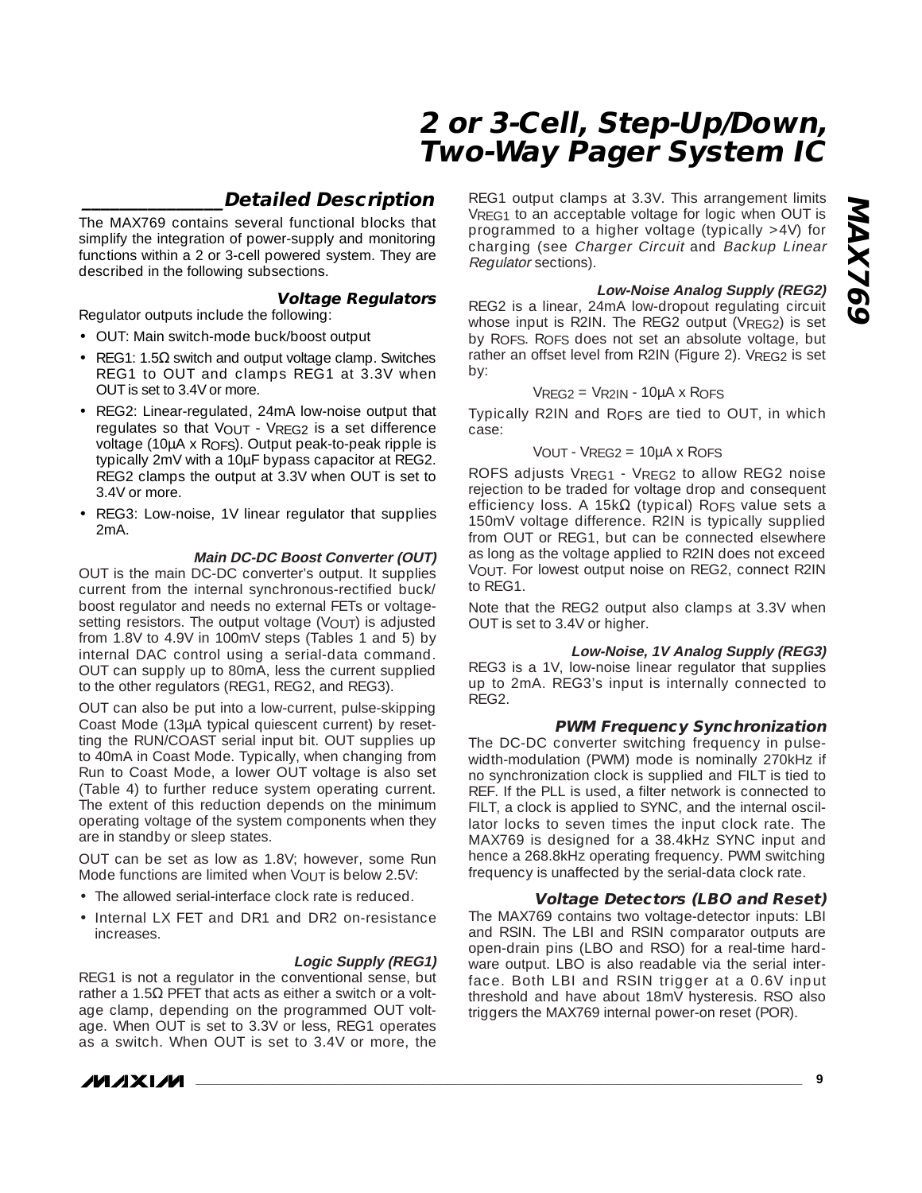## Detailed Description

The MAX769 contains several functional blocks that simplify the integration of power-supply and monitoring functions within a 2 or 3-cell powered system. They are described in the following subsections.

### Voltage Regulators

Regulator outputs include the following:

- OUT: Main switch-mode buck/boost output
- REG1: 1.5Ω switch and output voltage clamp. Switches REG1 to OUT and clamps REG1 at 3.3V when OUT is set to 3.4V or more.
- REG2: Linear-regulated, 24mA low-noise output that regulates so that $V_{OUT}$ - $V_{REG2}$ is a set difference voltage (10µA x $R_{OFS}$). Output peak-to-peak ripple is typically 2mV with a 10µF bypass capacitor at REG2. REG2 clamps the output at 3.3V when OUT is set to 3.4V or more.
- REG3: Low-noise, 1V linear regulator that supplies 2mA.

#### *Main DC-DC Boost Converter (OUT)*

OUT is the main DC-DC converter's output. It supplies current from the internal synchronous-rectified buck/boost regulator and needs no external FETs or voltage-setting resistors. The output voltage ($V_{OUT}$) is adjusted from 1.8V to 4.9V in 100mV steps (Tables 1 and 5) by internal DAC control using a serial-data command. OUT can supply up to 80mA, less the current supplied to the other regulators (REG1, REG2, and REG3).

OUT can also be put into a low-current, pulse-skipping Coast Mode (13µA typical quiescent current) by resetting the RUN/COAST serial input bit. OUT supplies up to 40mA in Coast Mode. Typically, when changing from Run to Coast Mode, a lower OUT voltage is also set (Table 4) to further reduce system operating current. The extent of this reduction depends on the minimum operating voltage of the system components when they are in standby or sleep states.

OUT can be set as low as 1.8V; however, some Run Mode functions are limited when $V_{OUT}$ is below 2.5V:

- The allowed serial-interface clock rate is reduced.
- Internal LX FET and DR1 and DR2 on-resistance increases.

#### *Logic Supply (REG1)*

REG1 is not a regulator in the conventional sense, but rather a 1.5Ω PFET that acts as either a switch or a voltage clamp, depending on the programmed OUT voltage. When OUT is set to 3.3V or less, REG1 operates as a switch. When OUT is set to 3.4V or more, the REG1 output clamps at 3.3V. This arrangement limits $V_{REG1}$ to an acceptable voltage for logic when OUT is programmed to a higher voltage (typically >4V) for charging (see *Charger Circuit* and *Backup Linear Regulator* sections).

#### *Low-Noise Analog Supply (REG2)*

REG2 is a linear, 24mA low-dropout regulating circuit whose input is R2IN. The REG2 output ($V_{REG2}$) is set by $R_{OFS}$. $R_{OFS}$ does not set an absolute voltage, but rather an offset level from R2IN (Figure 2). $V_{REG2}$ is set by:

$$V_{REG2} = V_{R2IN} - 10\mu A \times R_{OFS}$$

Typically R2IN and $R_{OFS}$ are tied to OUT, in which case:

$$V_{OUT} - V_{REG2} = 10\mu A \times R_{OFS}$$

ROFS adjusts $V_{REG1}$ - $V_{REG2}$ to allow REG2 noise rejection to be traded for voltage drop and consequent efficiency loss. A 15kΩ (typical) $R_{OFS}$ value sets a 150mV voltage difference. R2IN is typically supplied from OUT or REG1, but can be connected elsewhere as long as the voltage applied to R2IN does not exceed $V_{OUT}$. For lowest output noise on REG2, connect R2IN to REG1.

Note that the REG2 output also clamps at 3.3V when OUT is set to 3.4V or higher.

#### *Low-Noise, 1V Analog Supply (REG3)*

REG3 is a 1V, low-noise linear regulator that supplies up to 2mA. REG3's input is internally connected to REG2.

### PWM Frequency Synchronization

The DC-DC converter switching frequency in pulse-width-modulation (PWM) mode is nominally 270kHz if no synchronization clock is supplied and FILT is tied to REF. If the PLL is used, a filter network is connected to FILT, a clock is applied to SYNC, and the internal oscillator locks to seven times the input clock rate. The MAX769 is designed for a 38.4kHz SYNC input and hence a 268.8kHz operating frequency. PWM switching frequency is unaffected by the serial-data clock rate.

### Voltage Detectors (LBO and Reset)

The MAX769 contains two voltage-detector inputs: LBI and RSIN. The LBI and RSIN comparator outputs are open-drain pins (LBO and RSO) for a real-time hardware output. LBO is also readable via the serial interface. Both LBI and RSIN trigger at a 0.6V input threshold and have about 18mV hysteresis. RSO also triggers the MAX769 internal power-on reset (POR).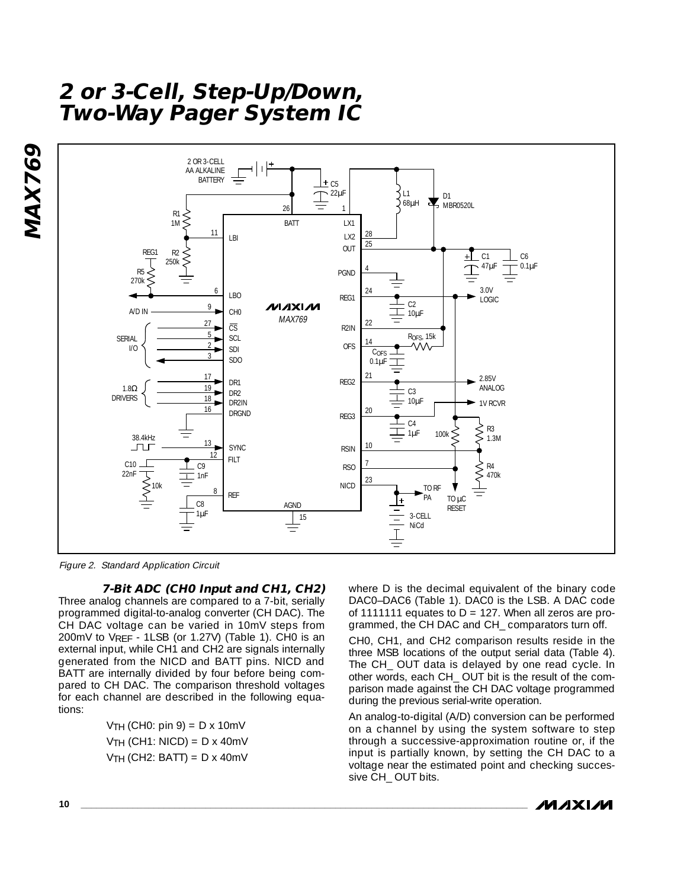Figure 2. Standard Application Circuit

### 7-Bit ADC (CH0 Input and CH1, CH2)

Three analog channels are compared to a 7-bit, serially programmed digital-to-analog converter (CH DAC). The CH DAC voltage can be varied in 10mV steps from 200mV to $V_{REF}$ - 1LSB (or 1.27V) (Table 1). CH0 is an external input, while CH1 and CH2 are signals internally generated from the NICD and BATT pins. NICD and BATT are internally divided by four before being compared to CH DAC. The comparison threshold voltages for each channel are described in the following equations:

$V_{TH}$ (CH0: pin 9) = D x 10mV

$V_{TH}$ (CH1: NICD) = D x 40mV

$V_{TH}$ (CH2: BATT) = D x 40mV

where D is the decimal equivalent of the binary code DAC0–DAC6 (Table 1). DAC0 is the LSB. A DAC code of 1111111 equates to D = 127. When all zeros are programmed, the CH DAC and CH_ comparators turn off.

CH0, CH1, and CH2 comparison results reside in the three MSB locations of the output serial data (Table 4). The CH_ OUT data is delayed by one read cycle. In other words, each CH_ OUT bit is the result of the comparison made against the CH DAC voltage programmed during the previous serial-write operation.

An analog-to-digital (A/D) conversion can be performed on a channel by using the system software to step through a successive-approximation routine or, if the input is partially known, by setting the CH DAC to a voltage near the estimated point and checking successive CH_ OUT bits.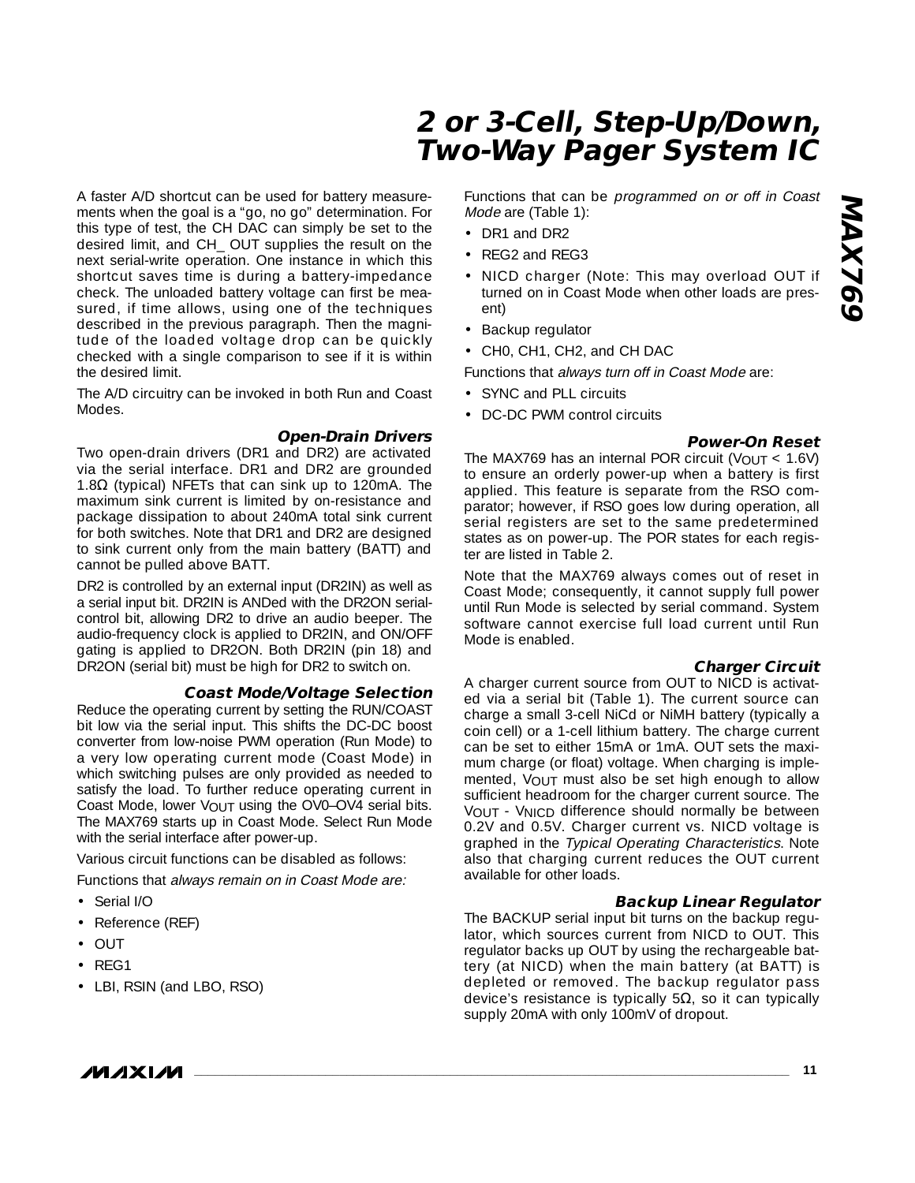A faster A/D shortcut can be used for battery measurements when the goal is a "go, no go" determination. For this type of test, the CH DAC can simply be set to the desired limit, and CH_ OUT supplies the result on the next serial-write operation. One instance in which this shortcut saves time is during a battery-impedance check. The unloaded battery voltage can first be measured, if time allows, using one of the techniques described in the previous paragraph. Then the magnitude of the loaded voltage drop can be quickly checked with a single comparison to see if it is within the desired limit.

The A/D circuitry can be invoked in both Run and Coast Modes.

### Open-Drain Drivers

Two open-drain drivers (DR1 and DR2) are activated via the serial interface. DR1 and DR2 are grounded 1.8Ω (typical) NFETs that can sink up to 120mA. The maximum sink current is limited by on-resistance and package dissipation to about 240mA total sink current for both switches. Note that DR1 and DR2 are designed to sink current only from the main battery (BATT) and cannot be pulled above BATT.

DR2 is controlled by an external input (DR2IN) as well as a serial input bit. DR2IN is ANDed with the DR2ON serial-control bit, allowing DR2 to drive an audio beeper. The audio-frequency clock is applied to DR2IN, and ON/OFF gating is applied to DR2ON. Both DR2IN (pin 18) and DR2ON (serial bit) must be high for DR2 to switch on.

### Coast Mode/Voltage Selection

Reduce the operating current by setting the RUN/COAST bit low via the serial input. This shifts the DC-DC boost converter from low-noise PWM operation (Run Mode) to a very low operating current mode (Coast Mode) in which switching pulses are only provided as needed to satisfy the load. To further reduce operating current in Coast Mode, lower $V_{OUT}$ using the OV0–OV4 serial bits. The MAX769 starts up in Coast Mode. Select Run Mode with the serial interface after power-up.

Various circuit functions can be disabled as follows:

Functions that *always remain on in Coast Mode are:*

- Serial I/O
- Reference (REF)
- OUT
- REG1
- LBI, RSIN (and LBO, RSO)

Functions that can be *programmed on or off in Coast Mode* are (Table 1):

- DR1 and DR2
- REG2 and REG3
- NICD charger (Note: This may overload OUT if turned on in Coast Mode when other loads are present)
- Backup regulator
- CH0, CH1, CH2, and CH DAC

Functions that *always turn off in Coast Mode* are:

- SYNC and PLL circuits
- DC-DC PWM control circuits

### Power-On Reset

The MAX769 has an internal POR circuit ($V_{OUT}$ < 1.6V) to ensure an orderly power-up when a battery is first applied. This feature is separate from the RSO comparator; however, if RSO goes low during operation, all serial registers are set to the same predetermined states as on power-up. The POR states for each register are listed in Table 2.

Note that the MAX769 always comes out of reset in Coast Mode; consequently, it cannot supply full power until Run Mode is selected by serial command. System software cannot exercise full load current until Run Mode is enabled.

### Charger Circuit

A charger current source from OUT to NICD is activated via a serial bit (Table 1). The current source can charge a small 3-cell NiCd or NiMH battery (typically a coin cell) or a 1-cell lithium battery. The charge current can be set to either 15mA or 1mA. OUT sets the maximum charge (or float) voltage. When charging is implemented, $V_{OUT}$ must also be set high enough to allow sufficient headroom for the charger current source. The $V_{OUT}$ - $V_{NICD}$ difference should normally be between 0.2V and 0.5V. Charger current vs. NICD voltage is graphed in the *Typical Operating Characteristics.* Note also that charging current reduces the OUT current available for other loads.

### Backup Linear Regulator

The BACKUP serial input bit turns on the backup regulator, which sources current from NICD to OUT. This regulator backs up OUT by using the rechargeable battery (at NICD) when the main battery (at BATT) is depleted or removed. The backup regulator pass device's resistance is typically 5Ω, so it can typically supply 20mA with only 100mV of dropout.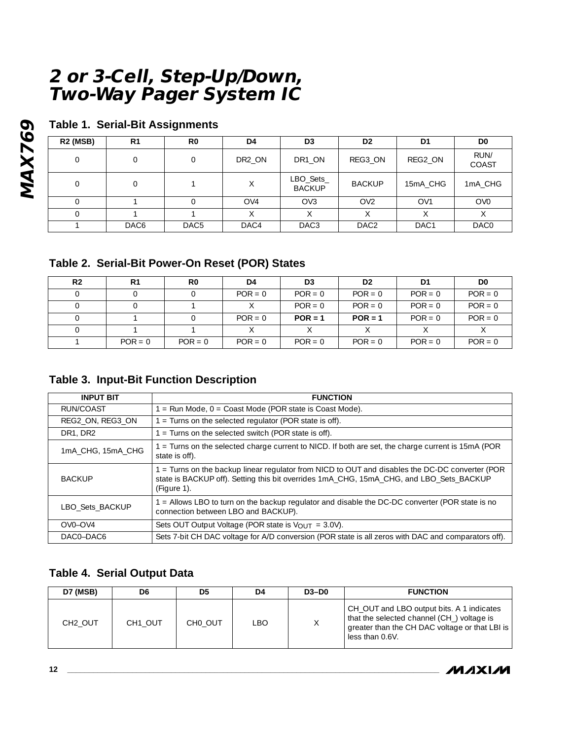## Table 1. Serial-Bit Assignments

| R2 (MSB) | R1 | R0 | D4 | D3 | D2 | D1 | D0 |
|---|---|---|---|---|---|---|---|
| 0 | 0 | 0 | DR2_ON | DR1_ON | REG3_ON | REG2_ON | RUN/ COAST |
| 0 | 0 | 1 | X | LBO_Sets_ BACKUP | BACKUP | 15mA_CHG | 1mA_CHG |
| 0 | 1 | 0 | OV4 | OV3 | OV2 | OV1 | OV0 |
| 0 | 1 | 1 | X | X | X | X | X |
| 1 | DAC6 | DAC5 | DAC4 | DAC3 | DAC2 | DAC1 | DAC0 |

## Table 2. Serial-Bit Power-On Reset (POR) States

| R2 | R1 | R0 | D4 | D3 | D2 | D1 | D0 |
|---|---|---|---|---|---|---|---|
| 0 | 0 | 0 | POR = 0 | POR = 0 | POR = 0 | POR = 0 | POR = 0 |
| 0 | 0 | 1 | X | POR = 0 | POR = 0 | POR = 0 | POR = 0 |
| 0 | 1 | 0 | POR = 0 | **POR = 1** | **POR = 1** | POR = 0 | POR = 0 |
| 0 | 1 | 1 | X | X | X | X | X |
| 1 | POR = 0 | POR = 0 | POR = 0 | POR = 0 | POR = 0 | POR = 0 | POR = 0 |

## Table 3. Input-Bit Function Description

| INPUT BIT | FUNCTION |
|---|---|
| RUN/COAST | 1 = Run Mode, 0 = Coast Mode (POR state is Coast Mode). |
| REG2_ON, REG3_ON | 1 = Turns on the selected regulator (POR state is off). |
| DR1, DR2 | 1 = Turns on the selected switch (POR state is off). |
| 1mA_CHG, 15mA_CHG | 1 = Turns on the selected charge current to NICD. If both are set, the charge current is 15mA (POR state is off). |
| BACKUP | 1 = Turns on the backup linear regulator from NICD to OUT and disables the DC-DC converter (POR state is BACKUP off). Setting this bit overrides 1mA_CHG, 15mA_CHG, and LBO_Sets_BACKUP (Figure 1). |
| LBO_Sets_BACKUP | 1 = Allows LBO to turn on the backup regulator and disable the DC-DC converter (POR state is no connection between LBO and BACKUP). |
| OV0–OV4 | Sets OUT Output Voltage (POR state is $V_{OUT}$ = 3.0V). |
| DAC0–DAC6 | Sets 7-bit CH DAC voltage for A/D conversion (POR state is all zeros with DAC and comparators off). |

## Table 4. Serial Output Data

| D7 (MSB) | D6 | D5 | D4 | D3–D0 | FUNCTION |
|---|---|---|---|---|---|
| CH2_OUT | CH1_OUT | CH0_OUT | LBO | X | CH_OUT and LBO output bits. A 1 indicates that the selected channel (CH_) voltage is greater than the CH DAC voltage or that LBI is less than 0.6V. |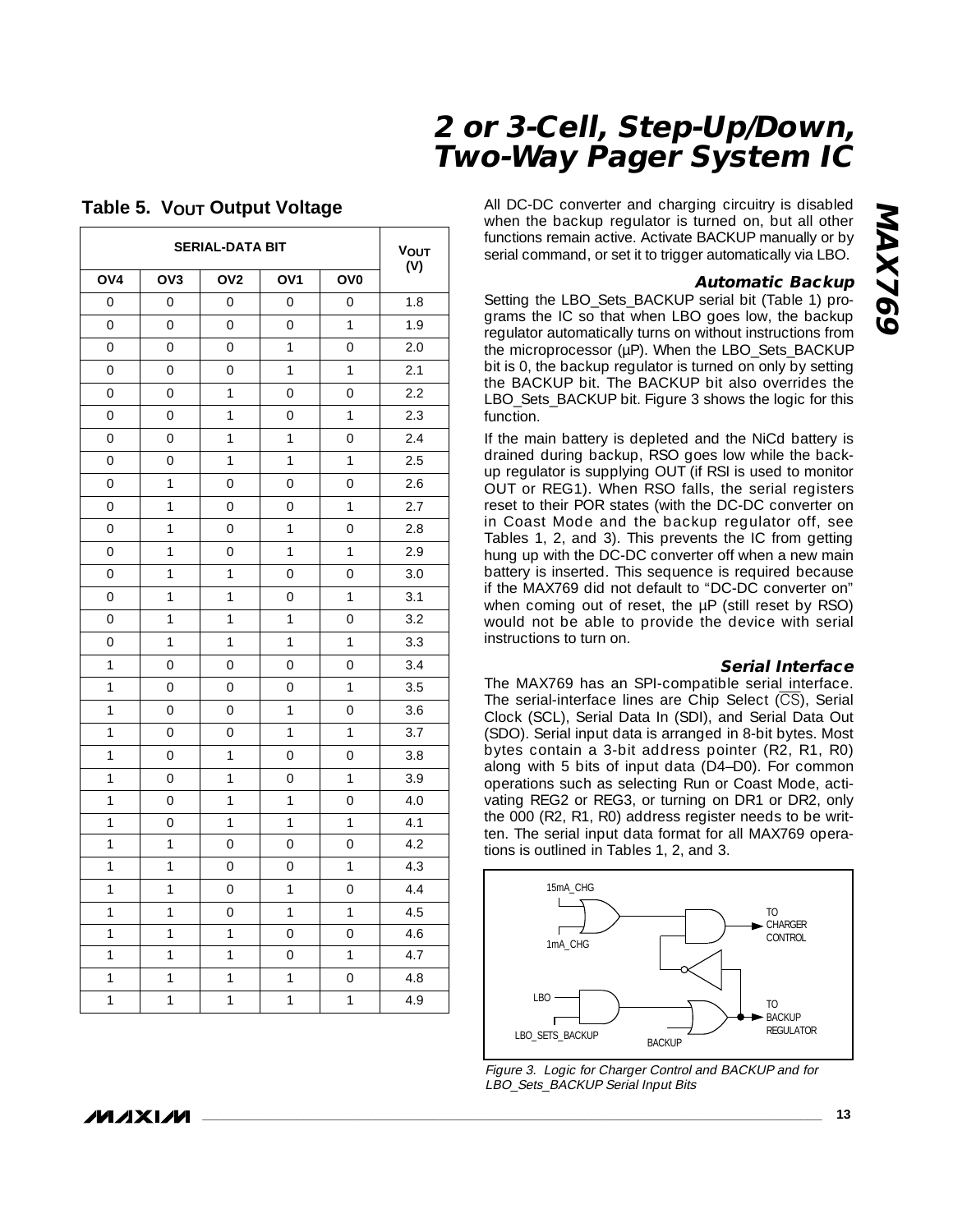### Table 5. $V_{OUT}$ Output Voltage

| SERIAL-DATA BIT | | | | | $V_{OUT}$ (V) |
|---|---|---|---|---|---|
| OV4 | OV3 | OV2 | OV1 | OV0 | |
| 0 | 0 | 0 | 0 | 0 | 1.8 |
| 0 | 0 | 0 | 0 | 1 | 1.9 |
| 0 | 0 | 0 | 1 | 0 | 2.0 |
| 0 | 0 | 0 | 1 | 1 | 2.1 |
| 0 | 0 | 1 | 0 | 0 | 2.2 |
| 0 | 0 | 1 | 0 | 1 | 2.3 |
| 0 | 0 | 1 | 1 | 0 | 2.4 |
| 0 | 0 | 1 | 1 | 1 | 2.5 |
| 0 | 1 | 0 | 0 | 0 | 2.6 |
| 0 | 1 | 0 | 0 | 1 | 2.7 |
| 0 | 1 | 0 | 1 | 0 | 2.8 |
| 0 | 1 | 0 | 1 | 1 | 2.9 |
| 0 | 1 | 1 | 0 | 0 | 3.0 |
| 0 | 1 | 1 | 0 | 1 | 3.1 |
| 0 | 1 | 1 | 1 | 0 | 3.2 |
| 0 | 1 | 1 | 1 | 1 | 3.3 |
| 1 | 0 | 0 | 0 | 0 | 3.4 |
| 1 | 0 | 0 | 0 | 1 | 3.5 |
| 1 | 0 | 0 | 1 | 0 | 3.6 |
| 1 | 0 | 0 | 1 | 1 | 3.7 |
| 1 | 0 | 1 | 0 | 0 | 3.8 |
| 1 | 0 | 1 | 0 | 1 | 3.9 |
| 1 | 0 | 1 | 1 | 0 | 4.0 |
| 1 | 0 | 1 | 1 | 1 | 4.1 |
| 1 | 1 | 0 | 0 | 0 | 4.2 |
| 1 | 1 | 0 | 0 | 1 | 4.3 |
| 1 | 1 | 0 | 1 | 0 | 4.4 |
| 1 | 1 | 0 | 1 | 1 | 4.5 |
| 1 | 1 | 1 | 0 | 0 | 4.6 |
| 1 | 1 | 1 | 0 | 1 | 4.7 |
| 1 | 1 | 1 | 1 | 0 | 4.8 |
| 1 | 1 | 1 | 1 | 1 | 4.9 |

All DC-DC converter and charging circuitry is disabled when the backup regulator is turned on, but all other functions remain active. Activate BACKUP manually or by serial command, or set it to trigger automatically via LBO.

#### *Automatic Backup*

Setting the LBO_Sets_BACKUP serial bit (Table 1) programs the IC so that when LBO goes low, the backup regulator automatically turns on without instructions from the microprocessor (µP). When the LBO_Sets_BACKUP bit is 0, the backup regulator is turned on only by setting the BACKUP bit. The BACKUP bit also overrides the LBO_Sets_BACKUP bit. Figure 3 shows the logic for this function.

If the main battery is depleted and the NiCd battery is drained during backup, RSO goes low while the backup regulator is supplying OUT (if RSI is used to monitor OUT or REG1). When RSO falls, the serial registers reset to their POR states (with the DC-DC converter on in Coast Mode and the backup regulator off, see Tables 1, 2, and 3). This prevents the IC from getting hung up with the DC-DC converter off when a new main battery is inserted. This sequence is required because if the MAX769 did not default to "DC-DC converter on" when coming out of reset, the µP (still reset by RSO) would not be able to provide the device with serial instructions to turn on.

#### *Serial Interface*

The MAX769 has an SPI-compatible serial interface. The serial-interface lines are Chip Select ($\overline{CS}$), Serial Clock (SCL), Serial Data In (SDI), and Serial Data Out (SDO). Serial input data is arranged in 8-bit bytes. Most bytes contain a 3-bit address pointer (R2, R1, R0) along with 5 bits of input data (D4–D0). For common operations such as selecting Run or Coast Mode, activating REG2 or REG3, or turning on DR1 or DR2, only the 000 (R2, R1, R0) address register needs to be written. The serial input data format for all MAX769 operations is outlined in Tables 1, 2, and 3.

15mA_CHG, 1mA_CHG, TO CHARGER CONTROL, LBO, LBO_SETS_BACKUP, BACKUP, TO BACKUP REGULATOR

*Figure 3. Logic for Charger Control and BACKUP and for LBO_Sets_BACKUP Serial Input Bits*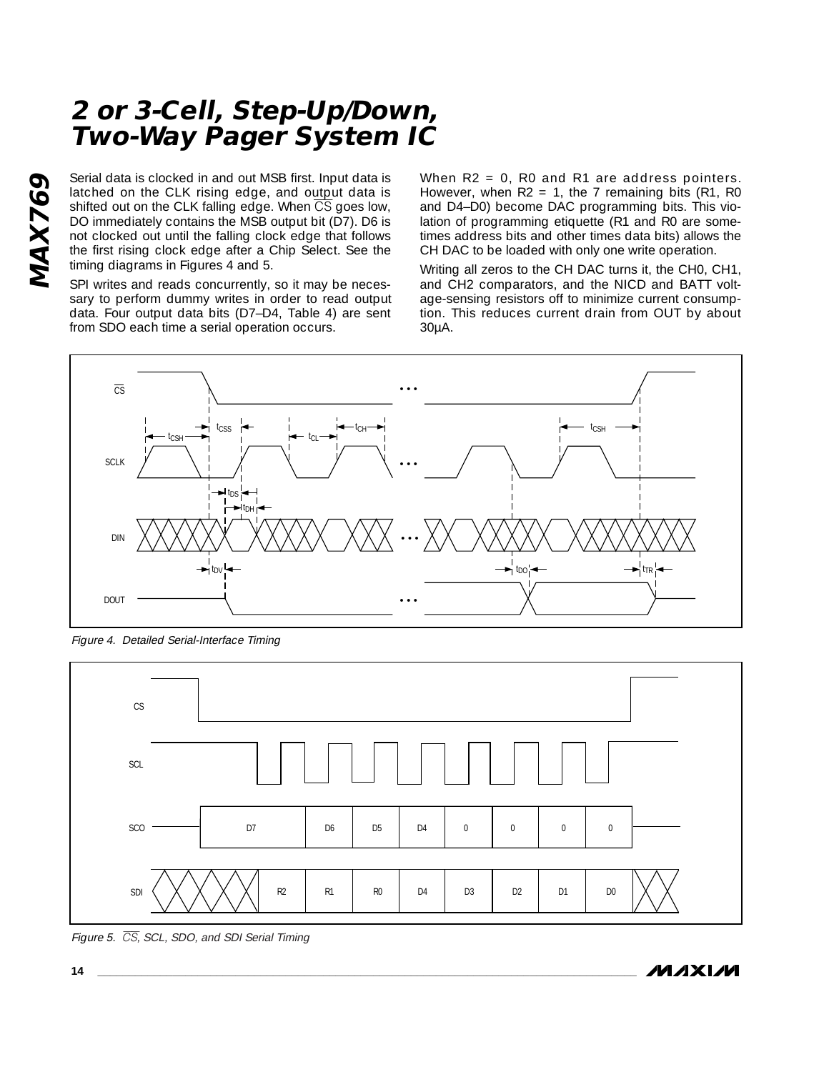Serial data is clocked in and out MSB first. Input data is latched on the CLK rising edge, and output data is shifted out on the CLK falling edge. When $\overline{CS}$ goes low, DO immediately contains the MSB output bit (D7). D6 is not clocked out until the falling clock edge that follows the first rising clock edge after a Chip Select. See the timing diagrams in Figures 4 and 5.

SPI writes and reads concurrently, so it may be necessary to perform dummy writes in order to read output data. Four output data bits (D7–D4, Table 4) are sent from SDO each time a serial operation occurs.

When R2 = 0, R0 and R1 are address pointers. However, when R2 = 1, the 7 remaining bits (R1, R0 and D4–D0) become DAC programming bits. This violation of programming etiquette (R1 and R0 are sometimes address bits and other times data bits) allows the CH DAC to be loaded with only one write operation.

Writing all zeros to the CH DAC turns it, the CH0, CH1, and CH2 comparators, and the NICD and BATT voltage-sensing resistors off to minimize current consumption. This reduces current drain from OUT by about 30µA.

*Figure 4. Detailed Serial-Interface Timing*

*Figure 5. $\overline{CS}$, SCL, SDO, and SDI Serial Timing*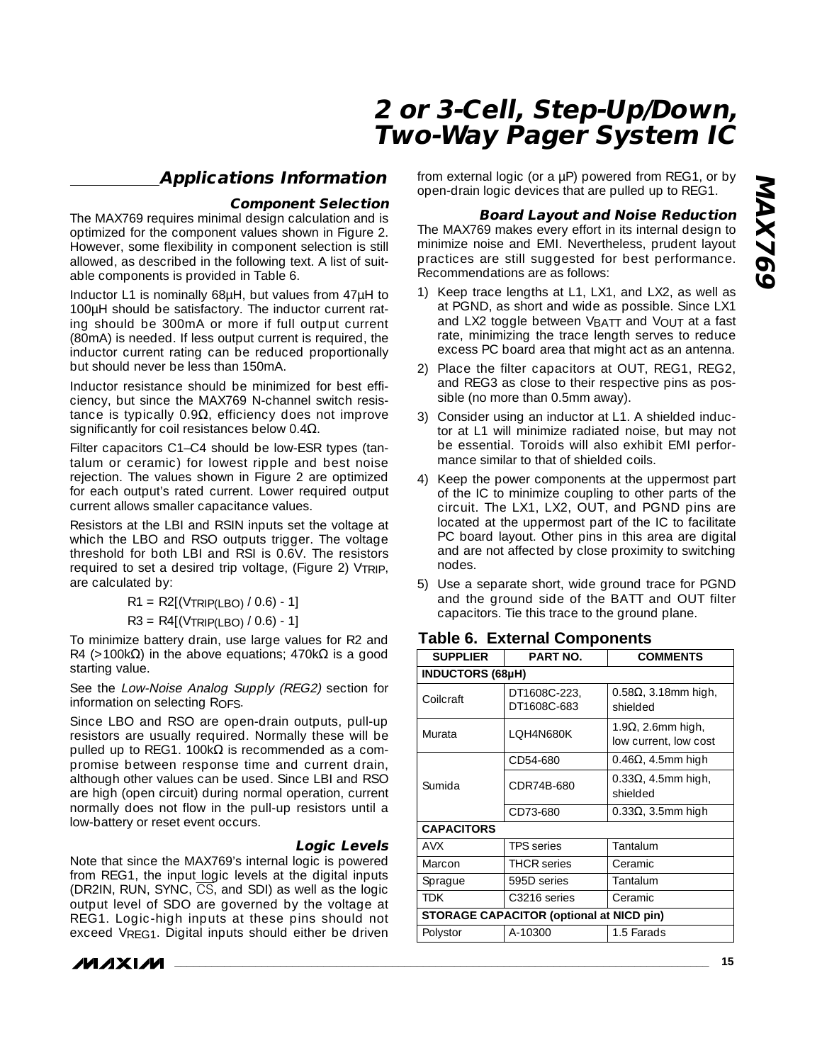## Applications Information

### Component Selection

The MAX769 requires minimal design calculation and is optimized for the component values shown in Figure 2. However, some flexibility in component selection is still allowed, as described in the following text. A list of suitable components is provided in Table 6.

Inductor L1 is nominally 68µH, but values from 47µH to 100µH should be satisfactory. The inductor current rating should be 300mA or more if full output current (80mA) is needed. If less output current is required, the inductor current rating can be reduced proportionally but should never be less than 150mA.

Inductor resistance should be minimized for best efficiency, but since the MAX769 N-channel switch resistance is typically 0.9Ω, efficiency does not improve significantly for coil resistances below 0.4Ω.

Filter capacitors C1–C4 should be low-ESR types (tantalum or ceramic) for lowest ripple and best noise rejection. The values shown in Figure 2 are optimized for each output's rated current. Lower required output current allows smaller capacitance values.

Resistors at the LBI and RSIN inputs set the voltage at which the LBO and RSO outputs trigger. The voltage threshold for both LBI and RSI is 0.6V. The resistors required to set a desired trip voltage, (Figure 2) $V_{TRIP}$, are calculated by:

$$R1 = R2[(V_{TRIP(LBO)} / 0.6) - 1]$$

$$R3 = R4[(V_{TRIP(LBO)} / 0.6) - 1]$$

To minimize battery drain, use large values for R2 and R4 (>100kΩ) in the above equations; 470kΩ is a good starting value.

See the *Low-Noise Analog Supply (REG2)* section for information on selecting $R_{OFS}$.

Since LBO and RSO are open-drain outputs, pull-up resistors are usually required. Normally these will be pulled up to REG1. 100kΩ is recommended as a compromise between response time and current drain, although other values can be used. Since LBI and RSO are high (open circuit) during normal operation, current normally does not flow in the pull-up resistors until a low-battery or reset event occurs.

### Logic Levels

Note that since the MAX769's internal logic is powered from REG1, the input logic levels at the digital inputs (DR2IN, RUN, SYNC, $\overline{CS}$, and SDI) as well as the logic output level of SDO are governed by the voltage at REG1. Logic-high inputs at these pins should not exceed $V_{REG1}$. Digital inputs should either be driven from external logic (or a µP) powered from REG1, or by open-drain logic devices that are pulled up to REG1.

### Board Layout and Noise Reduction

The MAX769 makes every effort in its internal design to minimize noise and EMI. Nevertheless, prudent layout practices are still suggested for best performance. Recommendations are as follows:

1) Keep trace lengths at L1, LX1, and LX2, as well as at PGND, as short and wide as possible. Since LX1 and LX2 toggle between $V_{BATT}$ and $V_{OUT}$ at a fast rate, minimizing the trace length serves to reduce excess PC board area that might act as an antenna.
2) Place the filter capacitors at OUT, REG1, REG2, and REG3 as close to their respective pins as possible (no more than 0.5mm away).
3) Consider using an inductor at L1. A shielded inductor at L1 will minimize radiated noise, but may not be essential. Toroids will also exhibit EMI performance similar to that of shielded coils.
4) Keep the power components at the uppermost part of the IC to minimize coupling to other parts of the circuit. The LX1, LX2, OUT, and PGND pins are located at the uppermost part of the IC to facilitate PC board layout. Other pins in this area are digital and are not affected by close proximity to switching nodes.
5) Use a separate short, wide ground trace for PGND and the ground side of the BATT and OUT filter capacitors. Tie this trace to the ground plane.

**Table 6. External Components**

| SUPPLIER | PART NO. | COMMENTS |
|---|---|---|
| **INDUCTORS (68µH)** | | |
| Coilcraft | DT1608C-223, DT1608C-683 | 0.58Ω, 3.18mm high, shielded |
| Murata | LQH4N680K | 1.9Ω, 2.6mm high, low current, low cost |
| Sumida | CD54-680 | 0.46Ω, 4.5mm high |
| | CDR74B-680 | 0.33Ω, 4.5mm high, shielded |
| | CD73-680 | 0.33Ω, 3.5mm high |
| **CAPACITORS** | | |
| AVX | TPS series | Tantalum |
| Marcon | THCR series | Ceramic |
| Sprague | 595D series | Tantalum |
| TDK | C3216 series | Ceramic |
| **STORAGE CAPACITOR (optional at NICD pin)** | | |
| Polystor | A-10300 | 1.5 Farads |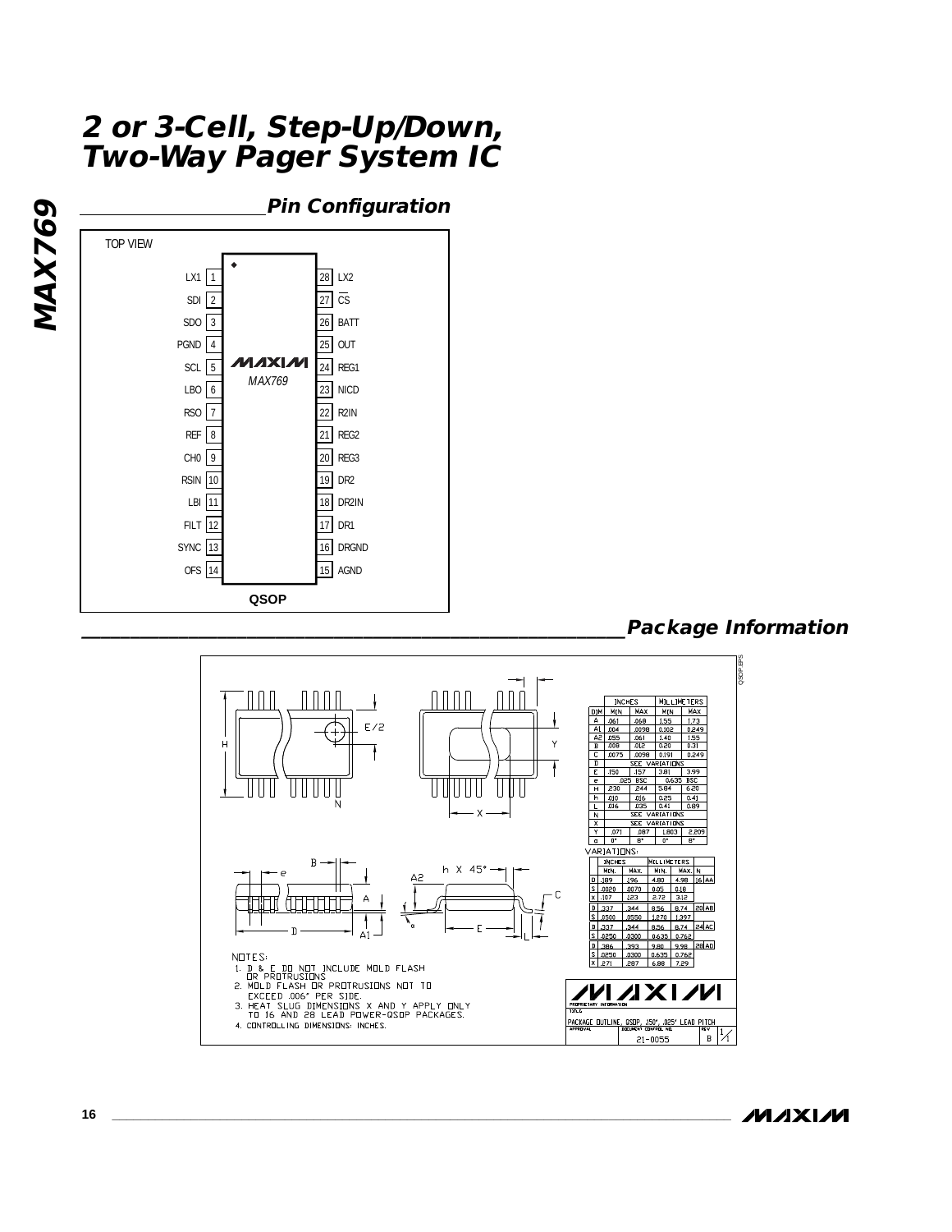## Pin Configuration

TOP VIEW

| Pin | Name | Pin | Name |
|---|---|---|---|
| 1 | LX1 | 28 | LX2 |
| 2 | SDI | 27 | $\overline{CS}$ |
| 3 | SDO | 26 | BATT |
| 4 | PGND | 25 | OUT |
| 5 | SCL | 24 | REG1 |
| 6 | LBO | 23 | NICD |
| 7 | RSO | 22 | R2IN |
| 8 | REF | 21 | REG2 |
| 9 | CH0 | 20 | REG3 |
| 10 | RSIN | 19 | DR2 |
| 11 | LBI | 18 | DR2IN |
| 12 | FILT | 17 | DR1 |
| 13 | SYNC | 16 | DRGND |
| 14 | OFS | 15 | AGND |

MAXIM MAX769

QSOP

## Package Information

| DIM | INCHES MIN | INCHES MAX | MILLIMETERS MIN | MILLIMETERS MAX |
|---|---|---|---|---|
| A | .061 | .068 | 1.55 | 1.73 |
| A1 | .004 | .0098 | 0.102 | 0.249 |
| A2 | .055 | .061 | 1.40 | 1.55 |
| B | .008 | .012 | 0.20 | 0.31 |
| C | .0075 | .0098 | 0.191 | 0.249 |
| D | SEE VARIATIONS | | | |
| E | .150 | .157 | 3.81 | 3.99 |
| e | .025 BSC | | 0.635 BSC | |
| H | .230 | .244 | 5.84 | 6.20 |
| h | .010 | .016 | 0.25 | 0.41 |
| L | .016 | .035 | 0.41 | 0.89 |
| N | SEE VARIATIONS | | | |
| X | SEE VARIATIONS | | | |
| Y | .071 | .087 | 1.803 | 2.209 |
| α | 0° | 8° | 0° | 8° |

VARIATIONS:

| | INCHES MIN. | INCHES MAX. | MILLIMETERS MIN. | MILLIMETERS MAX. | N | |
|---|---|---|---|---|---|---|
| D | .189 | .196 | 4.80 | 4.98 | 16 | AA |
| S | .0020 | .0070 | 0.05 | 0.18 | | |
| X | .107 | .123 | 2.72 | 3.12 | | |
| D | .337 | .344 | 8.56 | 8.74 | 20 | AB |
| S | .0500 | .0550 | 1.270 | 1.397 | | |
| D | .337 | .344 | 8.56 | 8.74 | 24 | AC |
| S | .0250 | .0300 | 0.635 | 0.762 | | |
| D | .386 | .393 | 9.80 | 9.98 | 28 | AD |
| S | .0250 | .0300 | 0.635 | 0.762 | | |
| X | .271 | .287 | 6.88 | 7.29 | | |

NOTES:
1. D & E DO NOT INCLUDE MOLD FLASH OR PROTRUSIONS
2. MOLD FLASH OR PROTRUSIONS NOT TO EXCEED .006" PER SIDE.
3. HEAT SLUG DIMENSIONS X AND Y APPLY ONLY TO 16 AND 28 LEAD POWER-QSOP PACKAGES.
4. CONTROLLING DIMENSIONS: INCHES.

MAXIM PROPRIETARY INFORMATION

TITLE: PACKAGE OUTLINE, QSOP, .150", .025" LEAD PITCH

DOCUMENT CONTROL NO. 21-0055 REV B 1/1

QSOP.EPS